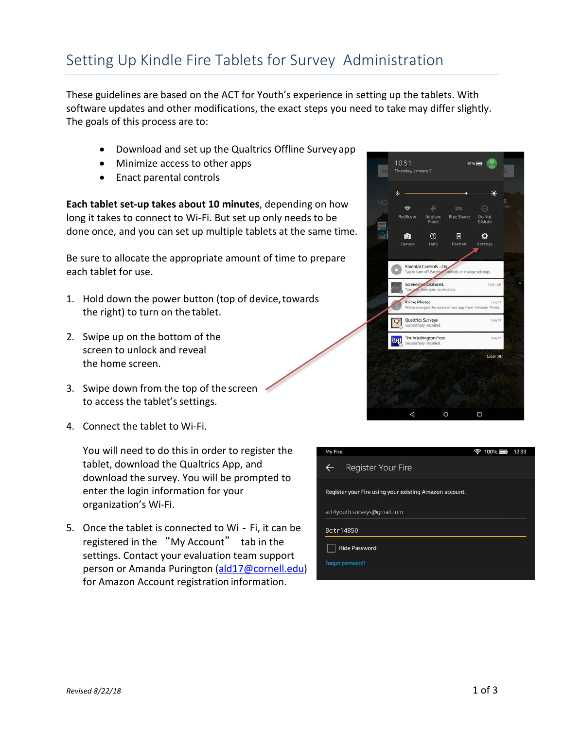# Setting Up Kindle Fire Tablets for Survey Administration

These guidelines are based on the ACT for Youth's experience in setting up the tablets. With software updates and other modifications, the exact steps you need to take may differ slightly. The goals of this process are to:

- Download and set up the Qualtrics Offline Survey app
- Minimize access to other apps
- Enact parental controls

**Each tablet set-up takes about 10 minutes**, depending on how long it takes to connect to Wi-Fi. But set up only needs to be done once, and you can set up multiple tablets at the same time.

Be sure to allocate the appropriate amount of time to prepare each tablet for use.

1. Hold down the power button (top of device, towards the right) to turn on the tablet.
2. Swipe up on the bottom of the screen to unlock and reveal the home screen.
3. Swipe down from the top of the screen to access the tablet's settings.
4. Connect the tablet to Wi-Fi.

   You will need to do this in order to register the tablet, download the Qualtrics App, and download the survey. You will be prompted to enter the login information for your organization's Wi-Fi.
5. Once the tablet is connected to Wi - Fi, it can be registered in the "My Account" tab in the settings. Contact your evaluation team support person or Amanda Purington (ald17@cornell.edu) for Amazon Account registration information.

*Revised 8/22/18*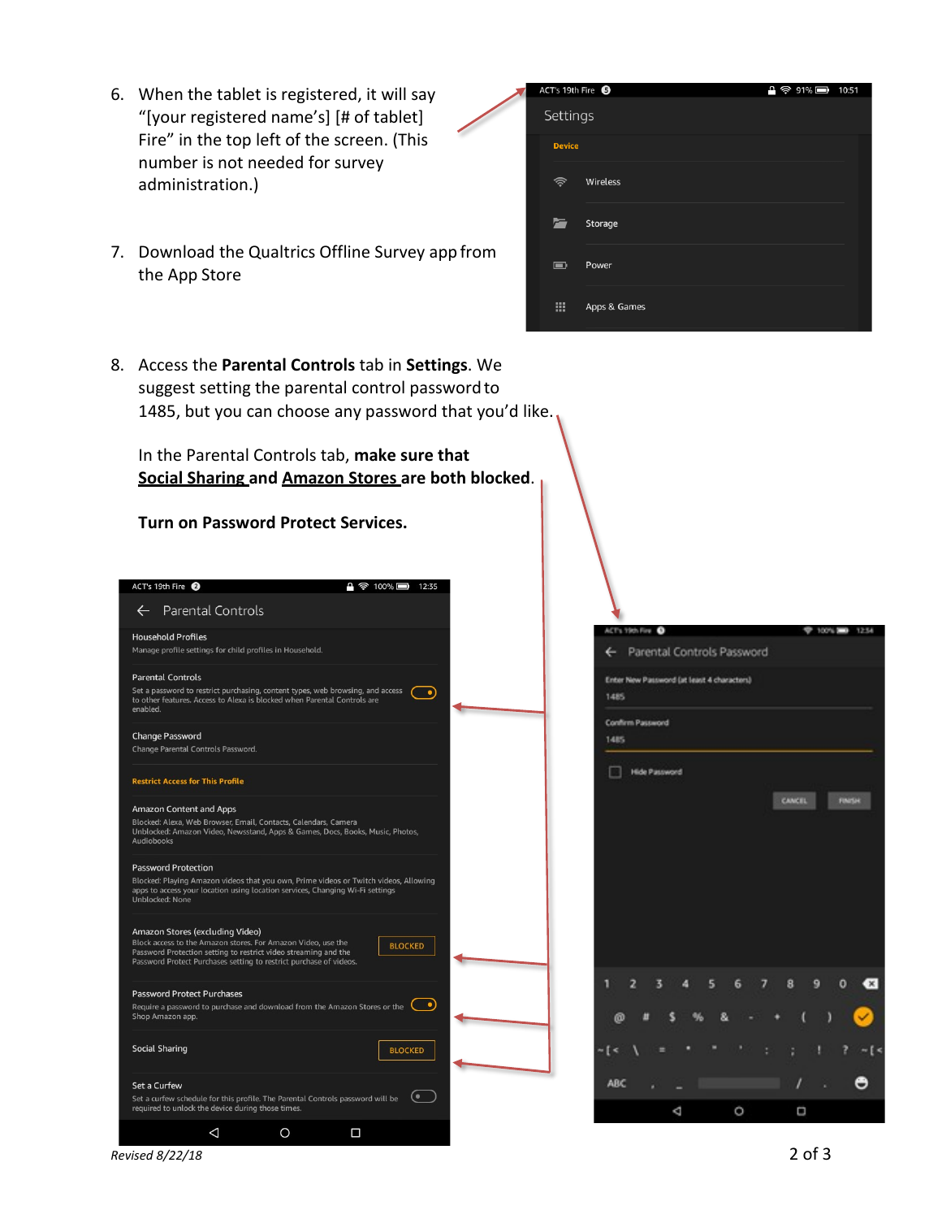6. When the tablet is registered, it will say "[your registered name's] [# of tablet] Fire" in the top left of the screen. (This number is not needed for survey administration.)

7. Download the Qualtrics Offline Survey app from the App Store

8. Access the **Parental Controls** tab in **Settings**. We suggest setting the parental control password to 1485, but you can choose any password that you'd like.

   In the Parental Controls tab, **make sure that <u>Social Sharing</u> and <u>Amazon Stores</u> are both blocked**.

   **Turn on Password Protect Services.**

*Revised 8/22/18*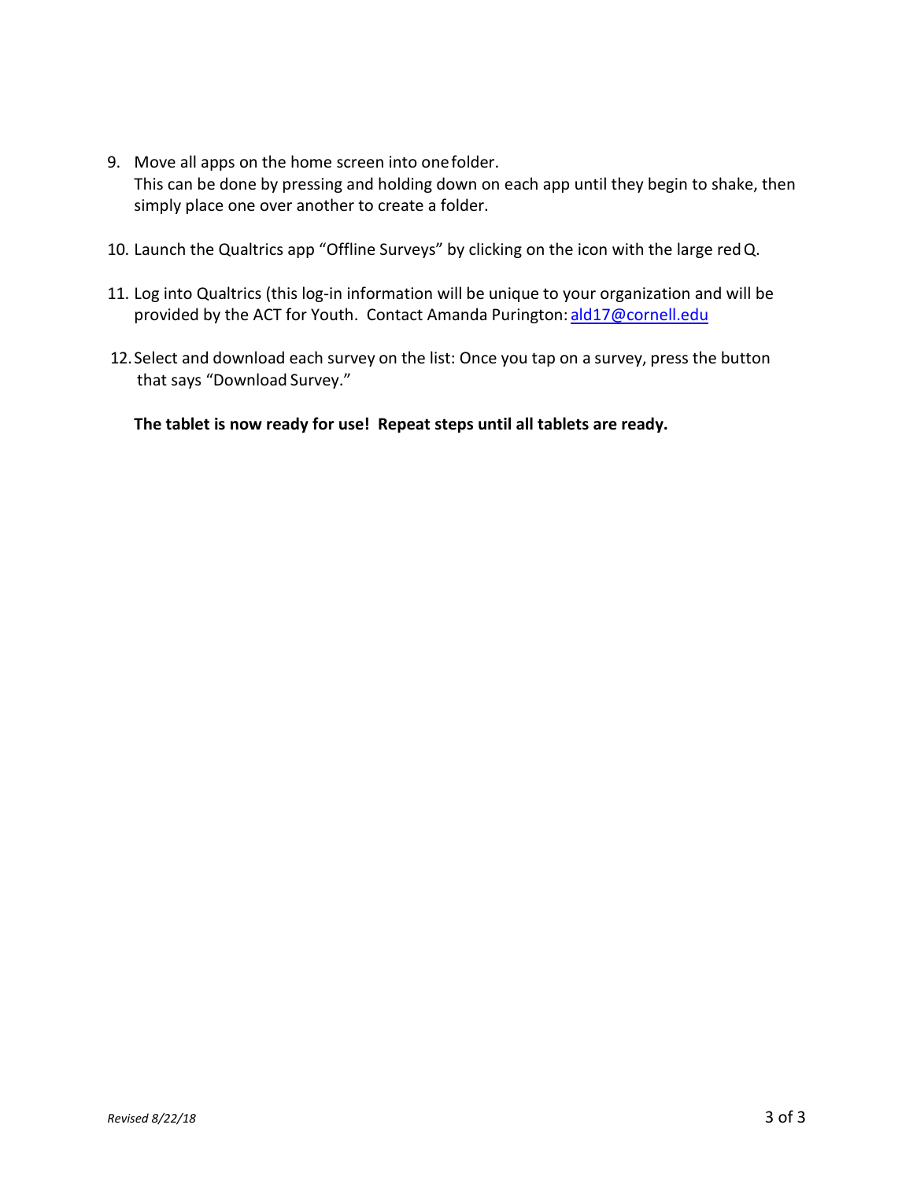9. Move all apps on the home screen into one folder.
   This can be done by pressing and holding down on each app until they begin to shake, then simply place one over another to create a folder.

10. Launch the Qualtrics app "Offline Surveys" by clicking on the icon with the large red Q.

11. Log into Qualtrics (this log-in information will be unique to your organization and will be provided by the ACT for Youth. Contact Amanda Purington: [ald17@cornell.edu](mailto:ald17@cornell.edu)

12. Select and download each survey on the list: Once you tap on a survey, press the button that says "Download Survey."

**The tablet is now ready for use! Repeat steps until all tablets are ready.**

*Revised 8/22/18*